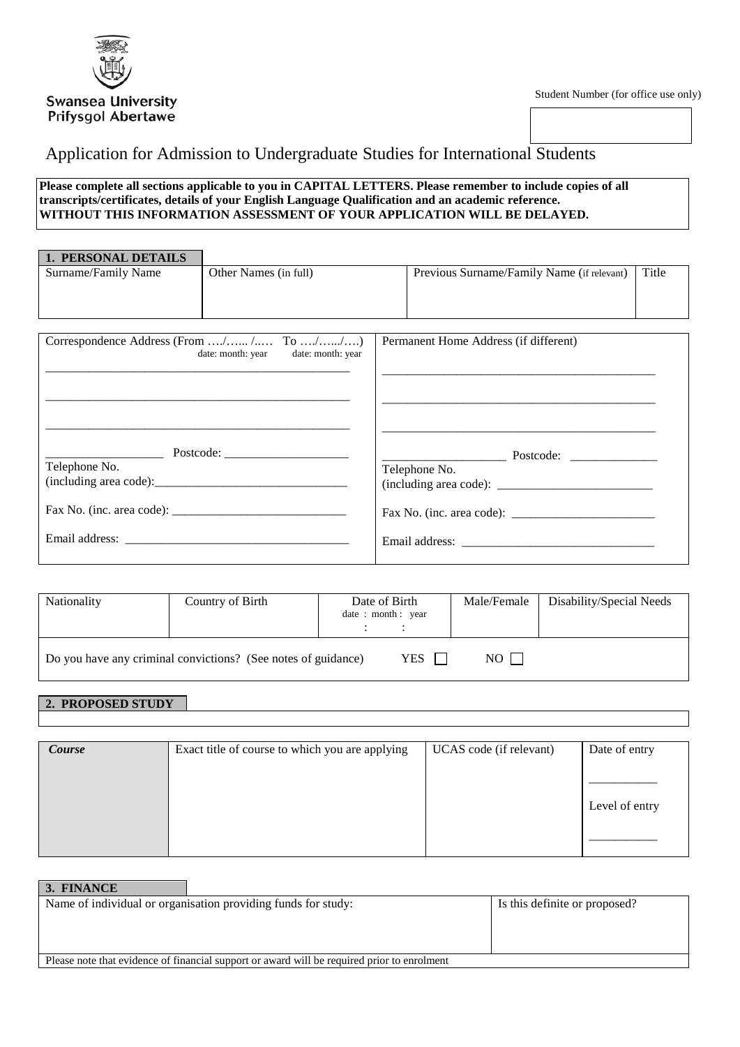Swansea University
Prifysgol Abertawe

Student Number (for office use only)

# Application for Admission to Undergraduate Studies for International Students

**Please complete all sections applicable to you in CAPITAL LETTERS. Please remember to include copies of all transcripts/certificates, details of your English Language Qualification and an academic reference.**
**WITHOUT THIS INFORMATION ASSESSMENT OF YOUR APPLICATION WILL BE DELAYED.**

## 1. PERSONAL DETAILS

| Surname/Family Name | Other Names (in full) | Previous Surname/Family Name (if relevant) | Title |
|---|---|---|---|
| | | | |

| Correspondence Address (From …./….. /..… To …./…../….) date: month: year date: month: year | Permanent Home Address (if different) |
|---|---|
| ___ | ___ |
| ___ | ___ |
| ___ | ___ |
| ___ Postcode: ___ | ___ Postcode: ___ |
| Telephone No. (including area code): ___ | Telephone No. (including area code): ___ |
| Fax No. (inc. area code): ___ | Fax No. (inc. area code): ___ |
| Email address: ___ | Email address: ___ |

| Nationality | Country of Birth | Date of Birth date : month : year | Male/Female | Disability/Special Needs |
|---|---|---|---|---|
| | | : : | | |

Do you have any criminal convictions? (See notes of guidance) YES ☐ NO ☐

## 2. PROPOSED STUDY

| *Course* | Exact title of course to which you are applying | UCAS code (if relevant) | Date of entry ___ Level of entry ___ |
|---|---|---|---|
| | | | |

## 3. FINANCE

| Name of individual or organisation providing funds for study: | Is this definite or proposed? |
|---|---|
| | |

Please note that evidence of financial support or award will be required prior to enrolment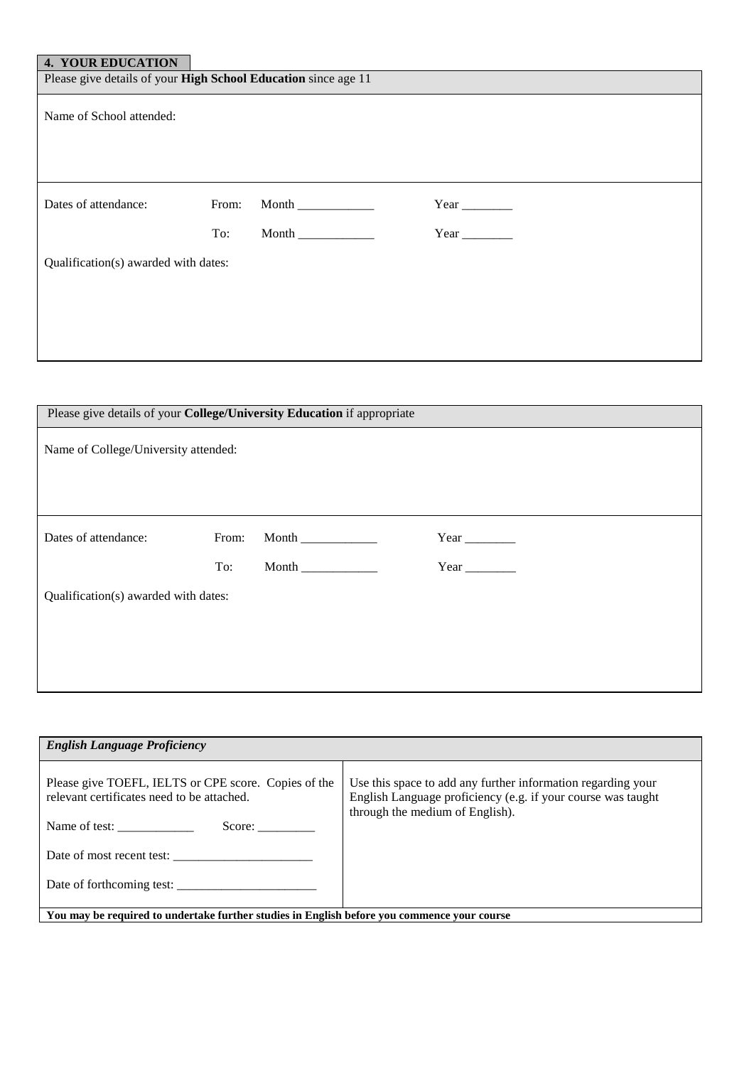## 4. YOUR EDUCATION

Please give details of your **High School Education** since age 11

Name of School attended:

Dates of attendance: From: Month ____________ Year ________

To: Month ____________ Year ________

Qualification(s) awarded with dates:

Please give details of your **College/University Education** if appropriate

Name of College/University attended:

Dates of attendance: From: Month ____________ Year ________

To: Month ____________ Year ________

Qualification(s) awarded with dates:

| *English Language Proficiency* | |
|---|---|
| Please give TOEFL, IELTS or CPE score. Copies of the relevant certificates need to be attached.<br><br>Name of test: ____________ Score: _________<br><br>Date of most recent test: ______________________<br><br>Date of forthcoming test: ______________________ | Use this space to add any further information regarding your English Language proficiency (e.g. if your course was taught through the medium of English). |
| **You may be required to undertake further studies in English before you commence your course** | |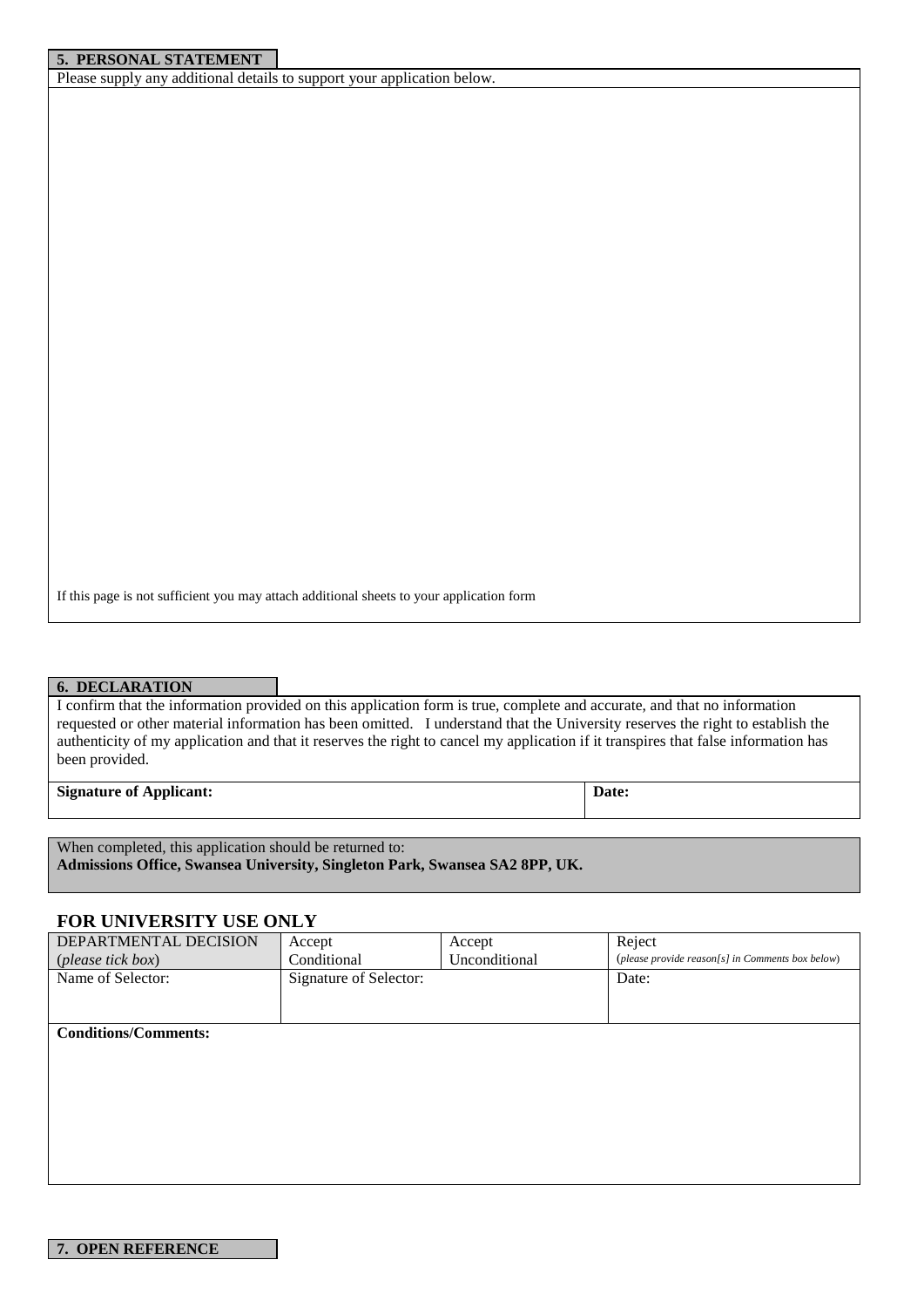## 5. PERSONAL STATEMENT

Please supply any additional details to support your application below.

If this page is not sufficient you may attach additional sheets to your application form

## 6. DECLARATION

I confirm that the information provided on this application form is true, complete and accurate, and that no information requested or other material information has been omitted. I understand that the University reserves the right to establish the authenticity of my application and that it reserves the right to cancel my application if it transpires that false information has been provided.

| **Signature of Applicant:** | **Date:** |
| --- | --- |

When completed, this application should be returned to:
**Admissions Office, Swansea University, Singleton Park, Swansea SA2 8PP, UK.**

## FOR UNIVERSITY USE ONLY

| DEPARTMENTAL DECISION (*please tick box*) | Accept Conditional | Accept Unconditional | Reject (*please provide reason[s] in Comments box below*) |
| --- | --- | --- | --- |
| Name of Selector: | Signature of Selector: | | Date: |

**Conditions/Comments:**

## 7. OPEN REFERENCE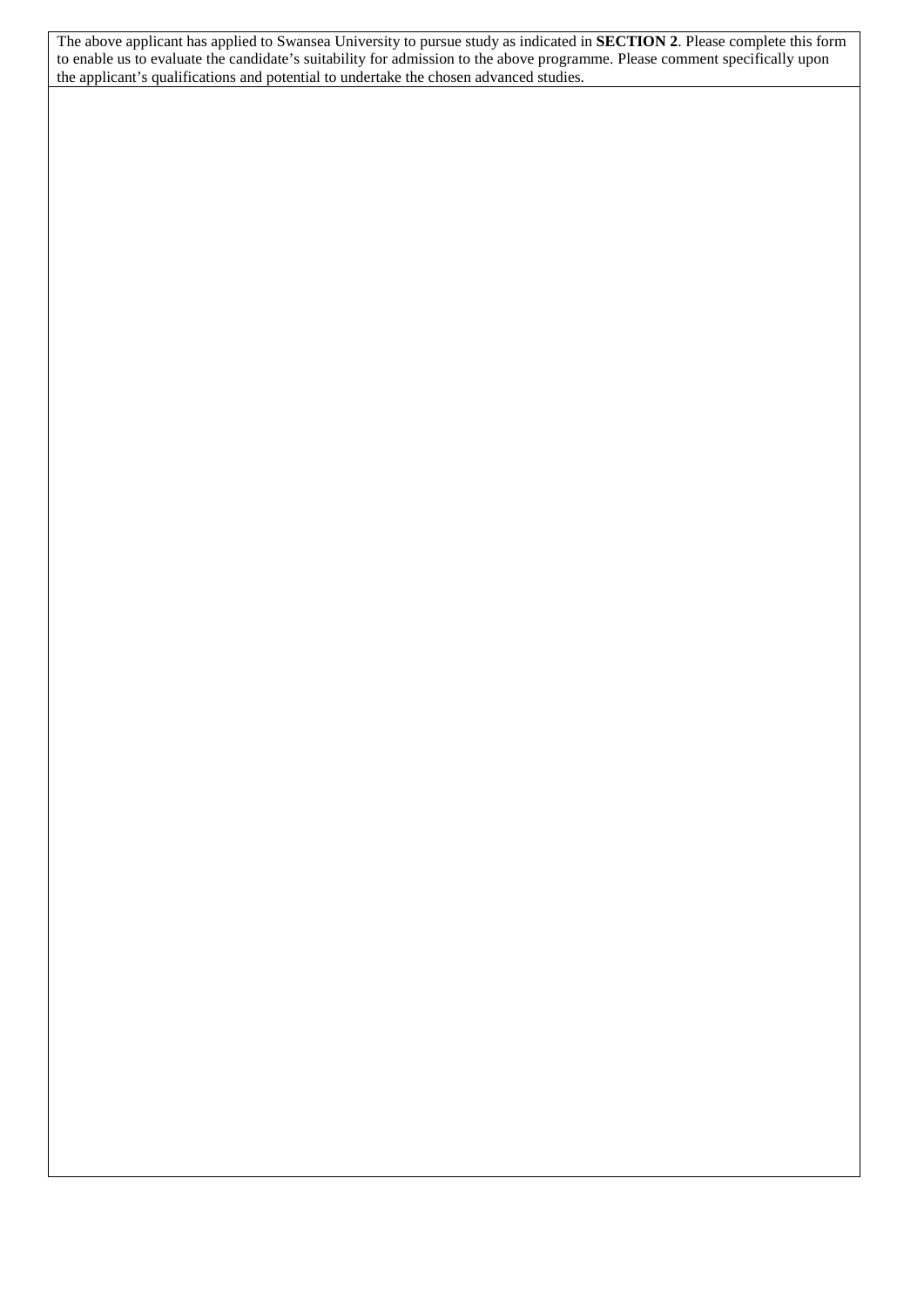The above applicant has applied to Swansea University to pursue study as indicated in **SECTION 2**. Please complete this form to enable us to evaluate the candidate's suitability for admission to the above programme. Please comment specifically upon the applicant's qualifications and potential to undertake the chosen advanced studies.